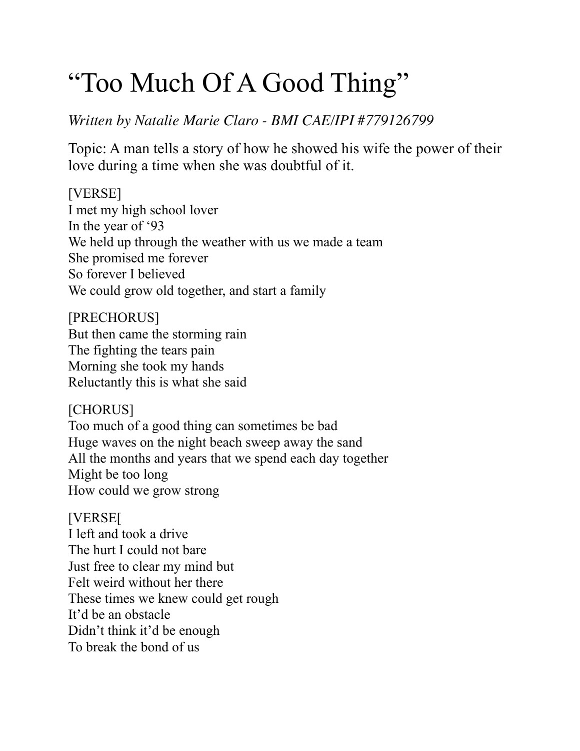# “Too Much Of A Good Thing”

*Written by Natalie Marie Claro - BMI CAE/IPI #779126799*

Topic: A man tells a story of how he showed his wife the power of their love during a time when she was doubtful of it.

[VERSE]
I met my high school lover
In the year of ‘93
We held up through the weather with us we made a team
She promised me forever
So forever I believed
We could grow old together, and start a family

[PRECHORUS]
But then came the storming rain
The fighting the tears pain
Morning she took my hands
Reluctantly this is what she said

[CHORUS]
Too much of a good thing can sometimes be bad
Huge waves on the night beach sweep away the sand
All the months and years that we spend each day together
Might be too long
How could we grow strong

[VERSE[
I left and took a drive
The hurt I could not bare
Just free to clear my mind but
Felt weird without her there
These times we knew could get rough
It’d be an obstacle
Didn’t think it’d be enough
To break the bond of us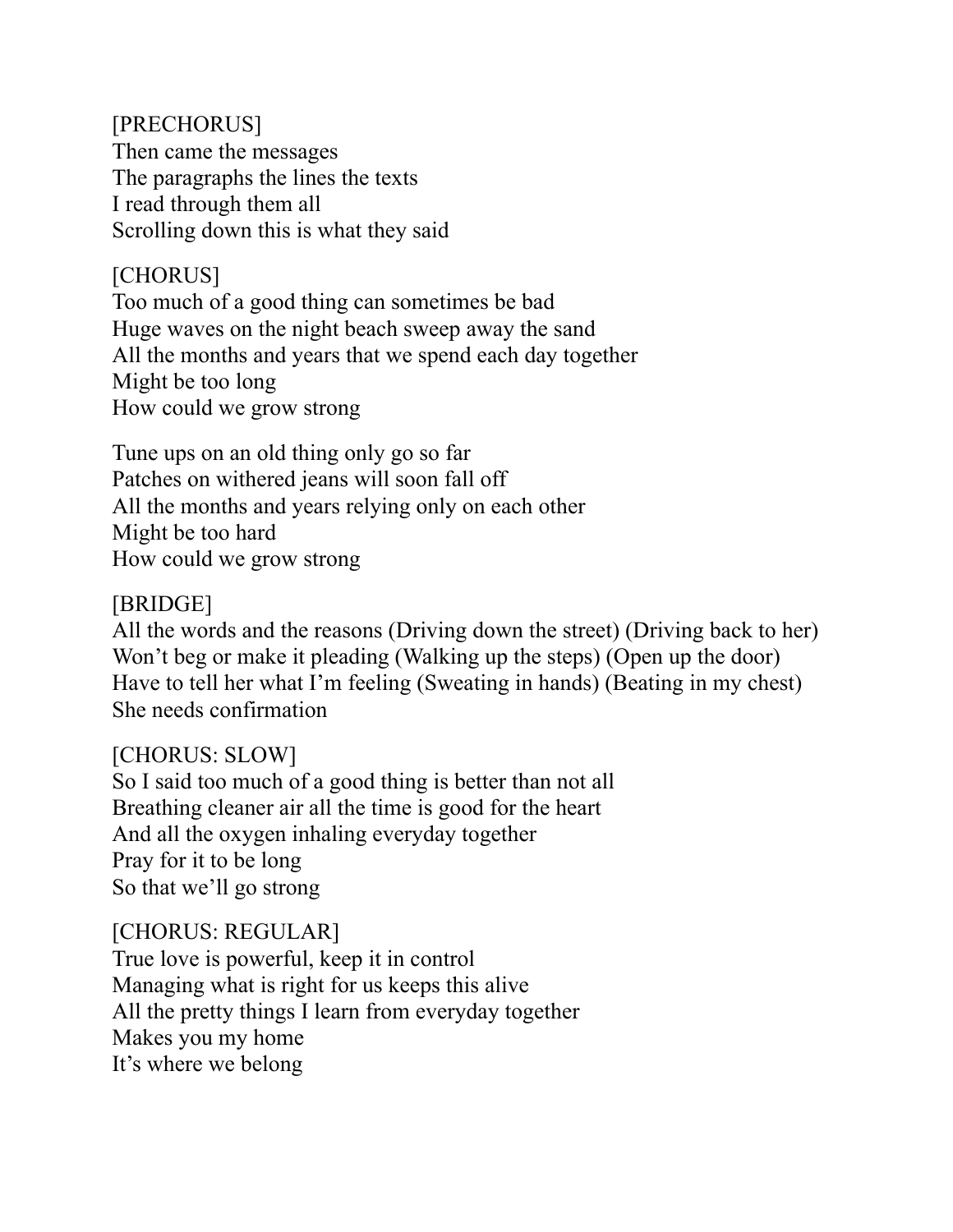[PRECHORUS]
Then came the messages
The paragraphs the lines the texts
I read through them all
Scrolling down this is what they said

[CHORUS]
Too much of a good thing can sometimes be bad
Huge waves on the night beach sweep away the sand
All the months and years that we spend each day together
Might be too long
How could we grow strong

Tune ups on an old thing only go so far
Patches on withered jeans will soon fall off
All the months and years relying only on each other
Might be too hard
How could we grow strong

[BRIDGE]
All the words and the reasons (Driving down the street) (Driving back to her)
Won't beg or make it pleading (Walking up the steps) (Open up the door)
Have to tell her what I'm feeling (Sweating in hands) (Beating in my chest)
She needs confirmation

[CHORUS: SLOW]
So I said too much of a good thing is better than not all
Breathing cleaner air all the time is good for the heart
And all the oxygen inhaling everyday together
Pray for it to be long
So that we'll go strong

[CHORUS: REGULAR]
True love is powerful, keep it in control
Managing what is right for us keeps this alive
All the pretty things I learn from everyday together
Makes you my home
It's where we belong